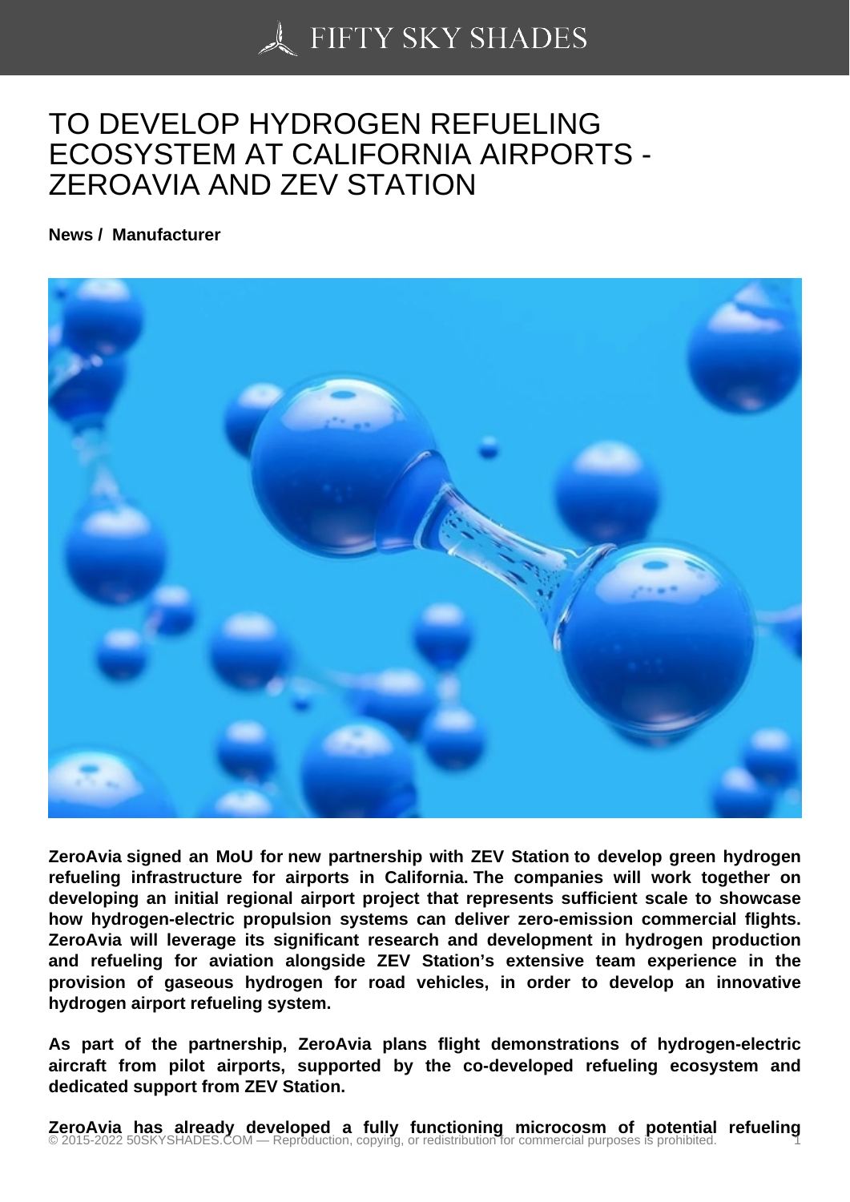# TO DEVELOP HYDROGEN REFUELING ECOSYSTEM AT CALIFORNIA AIRPORTS - ZEROAVIA AND ZEV STATION

**News / Manufacturer**

**ZeroAvia signed an MoU for new partnership with ZEV Station to develop green hydrogen refueling infrastructure for airports in California. The companies will work together on developing an initial regional airport project that represents sufficient scale to showcase how hydrogen-electric propulsion systems can deliver zero-emission commercial flights. ZeroAvia will leverage its significant research and development in hydrogen production and refueling for aviation alongside ZEV Station's extensive team experience in the provision of gaseous hydrogen for road vehicles, in order to develop an innovative hydrogen airport refueling system.**

**As part of the partnership, ZeroAvia plans flight demonstrations of hydrogen-electric aircraft from pilot airports, supported by the co-developed refueling ecosystem and dedicated support from ZEV Station.**

**ZeroAvia has already developed a fully functioning microcosm of potential refueling**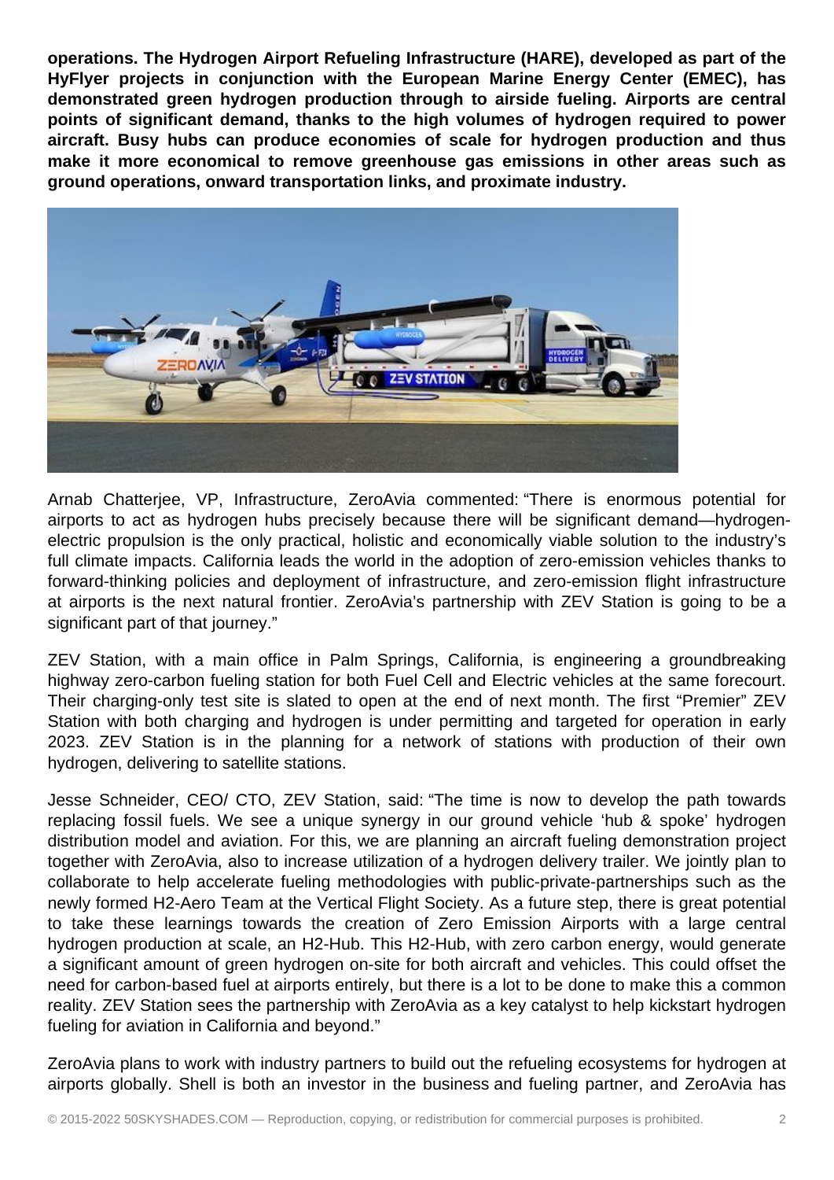**operations. The Hydrogen Airport Refueling Infrastructure (HARE), developed as part of the HyFlyer projects in conjunction with the European Marine Energy Center (EMEC), has demonstrated green hydrogen production through to airside fueling. Airports are central points of significant demand, thanks to the high volumes of hydrogen required to power aircraft. Busy hubs can produce economies of scale for hydrogen production and thus make it more economical to remove greenhouse gas emissions in other areas such as ground operations, onward transportation links, and proximate industry.**

Arnab Chatterjee, VP, Infrastructure, ZeroAvia commented: “There is enormous potential for airports to act as hydrogen hubs precisely because there will be significant demand—hydrogen-electric propulsion is the only practical, holistic and economically viable solution to the industry’s full climate impacts. California leads the world in the adoption of zero-emission vehicles thanks to forward-thinking policies and deployment of infrastructure, and zero-emission flight infrastructure at airports is the next natural frontier. ZeroAvia’s partnership with ZEV Station is going to be a significant part of that journey.”

ZEV Station, with a main office in Palm Springs, California, is engineering a groundbreaking highway zero-carbon fueling station for both Fuel Cell and Electric vehicles at the same forecourt. Their charging-only test site is slated to open at the end of next month. The first “Premier” ZEV Station with both charging and hydrogen is under permitting and targeted for operation in early 2023. ZEV Station is in the planning for a network of stations with production of their own hydrogen, delivering to satellite stations.

Jesse Schneider, CEO/ CTO, ZEV Station, said: “The time is now to develop the path towards replacing fossil fuels. We see a unique synergy in our ground vehicle ‘hub & spoke’ hydrogen distribution model and aviation. For this, we are planning an aircraft fueling demonstration project together with ZeroAvia, also to increase utilization of a hydrogen delivery trailer. We jointly plan to collaborate to help accelerate fueling methodologies with public-private-partnerships such as the newly formed H2-Aero Team at the Vertical Flight Society. As a future step, there is great potential to take these learnings towards the creation of Zero Emission Airports with a large central hydrogen production at scale, an H2-Hub. This H2-Hub, with zero carbon energy, would generate a significant amount of green hydrogen on-site for both aircraft and vehicles. This could offset the need for carbon-based fuel at airports entirely, but there is a lot to be done to make this a common reality. ZEV Station sees the partnership with ZeroAvia as a key catalyst to help kickstart hydrogen fueling for aviation in California and beyond.”

ZeroAvia plans to work with industry partners to build out the refueling ecosystems for hydrogen at airports globally. Shell is both an investor in the business and fueling partner, and ZeroAvia has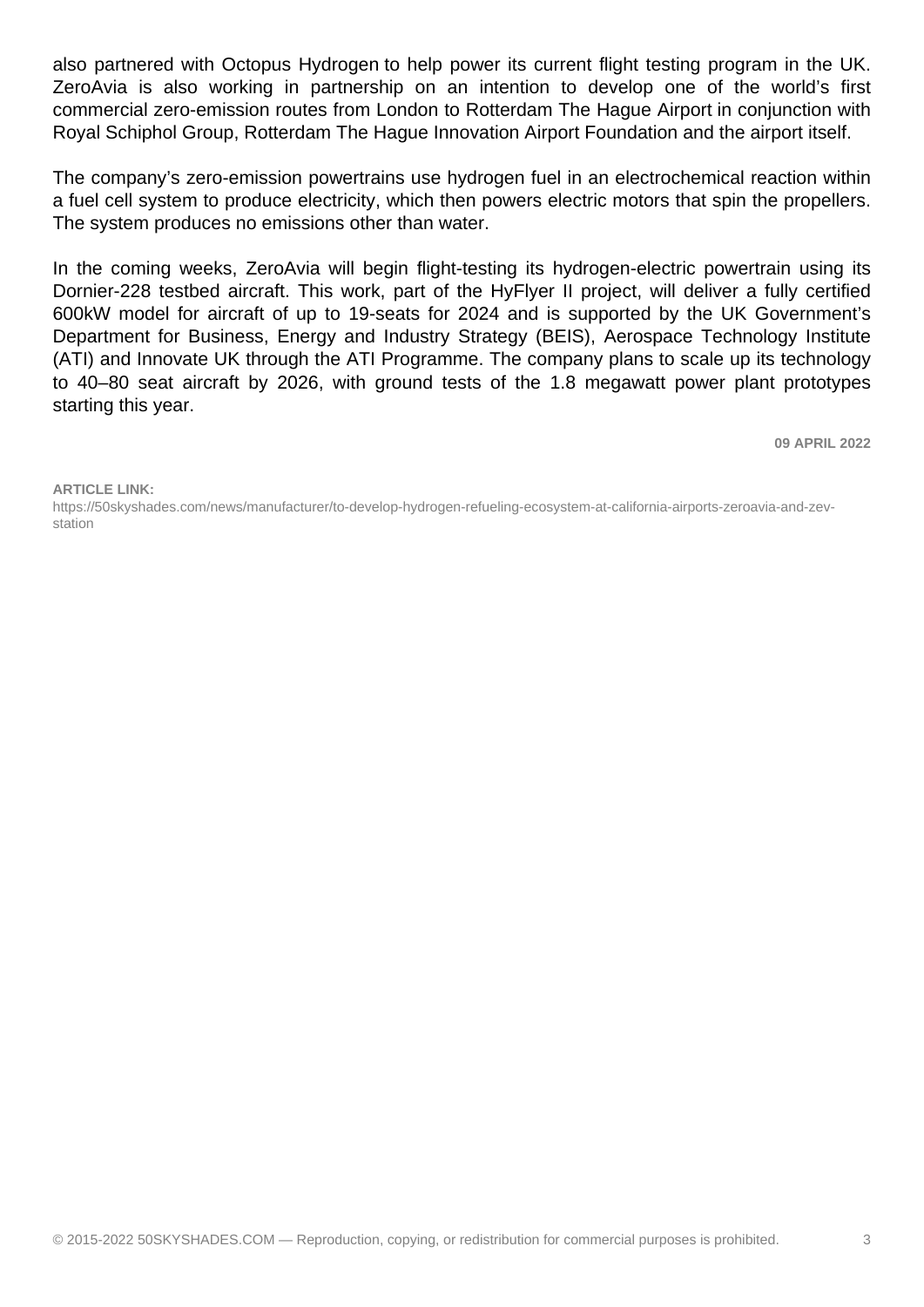also partnered with Octopus Hydrogen to help power its current flight testing program in the UK. ZeroAvia is also working in partnership on an intention to develop one of the world's first commercial zero-emission routes from London to Rotterdam The Hague Airport in conjunction with Royal Schiphol Group, Rotterdam The Hague Innovation Airport Foundation and the airport itself.

The company's zero-emission powertrains use hydrogen fuel in an electrochemical reaction within a fuel cell system to produce electricity, which then powers electric motors that spin the propellers. The system produces no emissions other than water.

In the coming weeks, ZeroAvia will begin flight-testing its hydrogen-electric powertrain using its Dornier-228 testbed aircraft. This work, part of the HyFlyer II project, will deliver a fully certified 600kW model for aircraft of up to 19-seats for 2024 and is supported by the UK Government's Department for Business, Energy and Industry Strategy (BEIS), Aerospace Technology Institute (ATI) and Innovate UK through the ATI Programme. The company plans to scale up its technology to 40–80 seat aircraft by 2026, with ground tests of the 1.8 megawatt power plant prototypes starting this year.

**09 APRIL 2022**

**ARTICLE LINK:**
https://50skyshades.com/news/manufacturer/to-develop-hydrogen-refueling-ecosystem-at-california-airports-zeroavia-and-zev-station